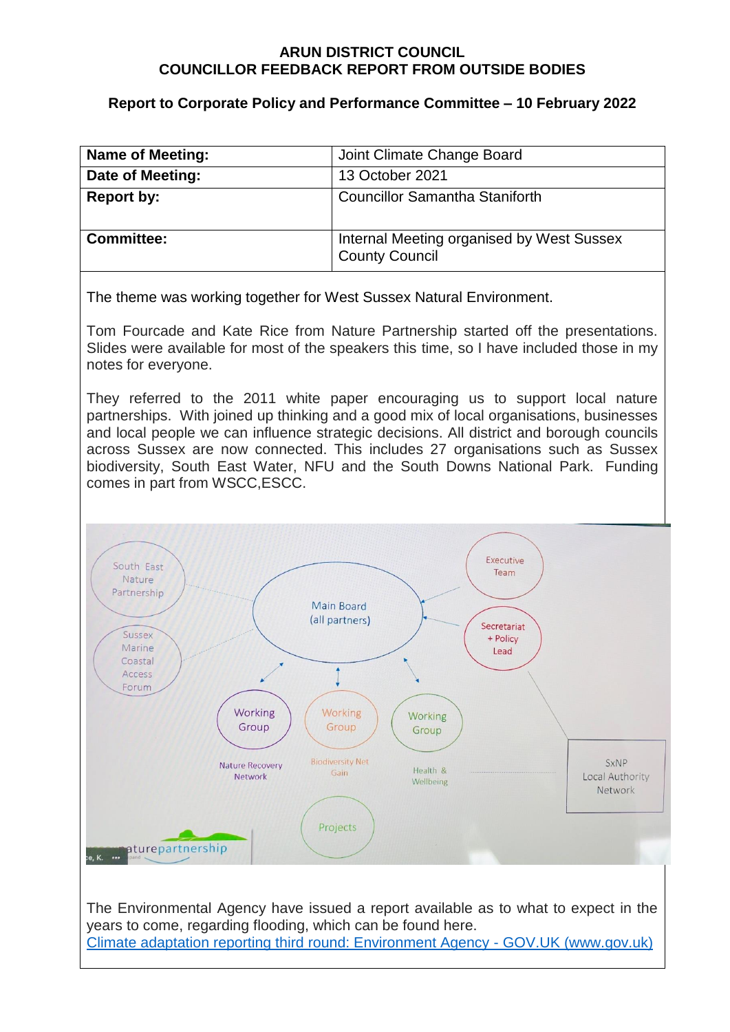**ARUN DISTRICT COUNCIL**
**COUNCILLOR FEEDBACK REPORT FROM OUTSIDE BODIES**

**Report to Corporate Policy and Performance Committee – 10 February 2022**

| **Name of Meeting:** | Joint Climate Change Board |
|---|---|
| **Date of Meeting:** | 13 October 2021 |
| **Report by:** | Councillor Samantha Staniforth |
| **Committee:** | Internal Meeting organised by West Sussex County Council |

The theme was working together for West Sussex Natural Environment.

Tom Fourcade and Kate Rice from Nature Partnership started off the presentations. Slides were available for most of the speakers this time, so I have included those in my notes for everyone.

They referred to the 2011 white paper encouraging us to support local nature partnerships. With joined up thinking and a good mix of local organisations, businesses and local people we can influence strategic decisions. All district and borough councils across Sussex are now connected. This includes 27 organisations such as Sussex biodiversity, South East Water, NFU and the South Downs National Park. Funding comes in part from WSCC,ESCC.

The Environmental Agency have issued a report available as to what to expect in the years to come, regarding flooding, which can be found here.
[Climate adaptation reporting third round: Environment Agency - GOV.UK (www.gov.uk)]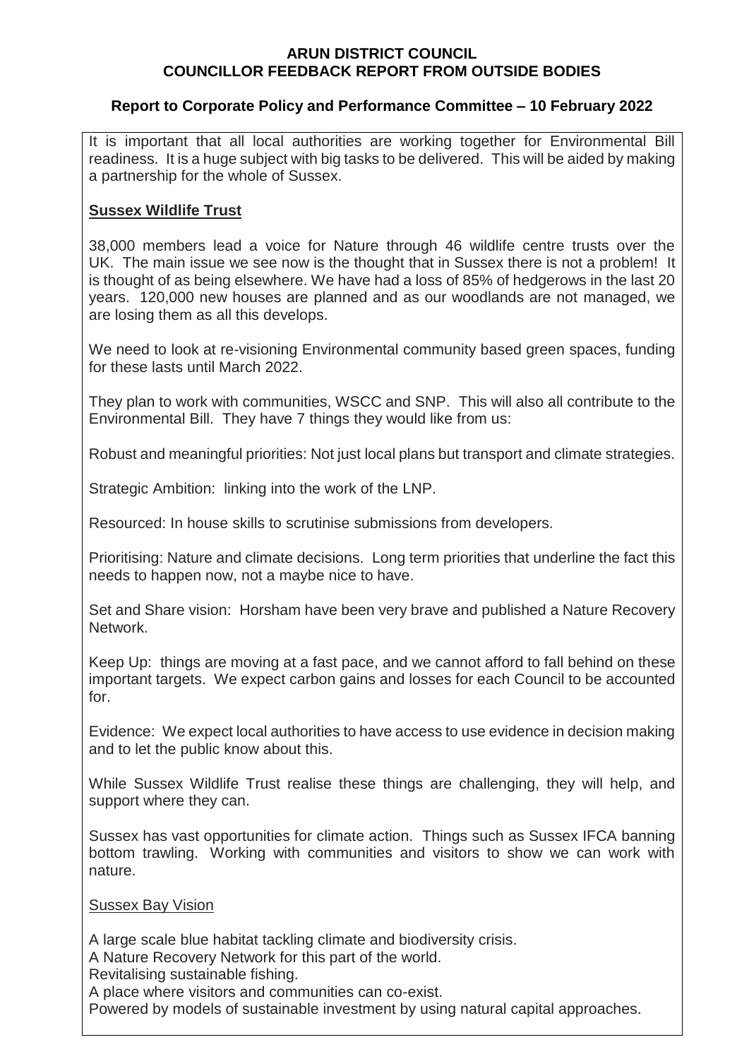**ARUN DISTRICT COUNCIL**
**COUNCILLOR FEEDBACK REPORT FROM OUTSIDE BODIES**

**Report to Corporate Policy and Performance Committee – 10 February 2022**

It is important that all local authorities are working together for Environmental Bill readiness. It is a huge subject with big tasks to be delivered. This will be aided by making a partnership for the whole of Sussex.

**Sussex Wildlife Trust**

38,000 members lead a voice for Nature through 46 wildlife centre trusts over the UK. The main issue we see now is the thought that in Sussex there is not a problem! It is thought of as being elsewhere. We have had a loss of 85% of hedgerows in the last 20 years. 120,000 new houses are planned and as our woodlands are not managed, we are losing them as all this develops.

We need to look at re-visioning Environmental community based green spaces, funding for these lasts until March 2022.

They plan to work with communities, WSCC and SNP. This will also all contribute to the Environmental Bill. They have 7 things they would like from us:

Robust and meaningful priorities: Not just local plans but transport and climate strategies.

Strategic Ambition: linking into the work of the LNP.

Resourced: In house skills to scrutinise submissions from developers.

Prioritising: Nature and climate decisions. Long term priorities that underline the fact this needs to happen now, not a maybe nice to have.

Set and Share vision: Horsham have been very brave and published a Nature Recovery Network.

Keep Up: things are moving at a fast pace, and we cannot afford to fall behind on these important targets. We expect carbon gains and losses for each Council to be accounted for.

Evidence: We expect local authorities to have access to use evidence in decision making and to let the public know about this.

While Sussex Wildlife Trust realise these things are challenging, they will help, and support where they can.

Sussex has vast opportunities for climate action. Things such as Sussex IFCA banning bottom trawling. Working with communities and visitors to show we can work with nature.

Sussex Bay Vision

A large scale blue habitat tackling climate and biodiversity crisis.
A Nature Recovery Network for this part of the world.
Revitalising sustainable fishing.
A place where visitors and communities can co-exist.
Powered by models of sustainable investment by using natural capital approaches.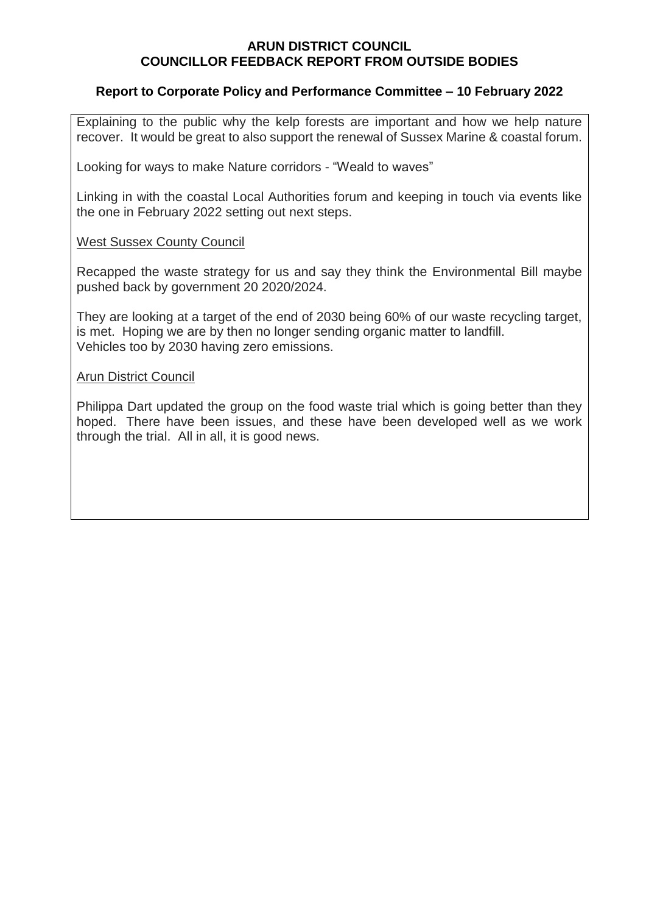**ARUN DISTRICT COUNCIL**
**COUNCILLOR FEEDBACK REPORT FROM OUTSIDE BODIES**

**Report to Corporate Policy and Performance Committee – 10 February 2022**

Explaining to the public why the kelp forests are important and how we help nature recover. It would be great to also support the renewal of Sussex Marine & coastal forum.

Looking for ways to make Nature corridors - "Weald to waves"

Linking in with the coastal Local Authorities forum and keeping in touch via events like the one in February 2022 setting out next steps.

<u>West Sussex County Council</u>

Recapped the waste strategy for us and say they think the Environmental Bill maybe pushed back by government 20 2020/2024.

They are looking at a target of the end of 2030 being 60% of our waste recycling target, is met. Hoping we are by then no longer sending organic matter to landfill.
Vehicles too by 2030 having zero emissions.

<u>Arun District Council</u>

Philippa Dart updated the group on the food waste trial which is going better than they hoped. There have been issues, and these have been developed well as we work through the trial. All in all, it is good news.